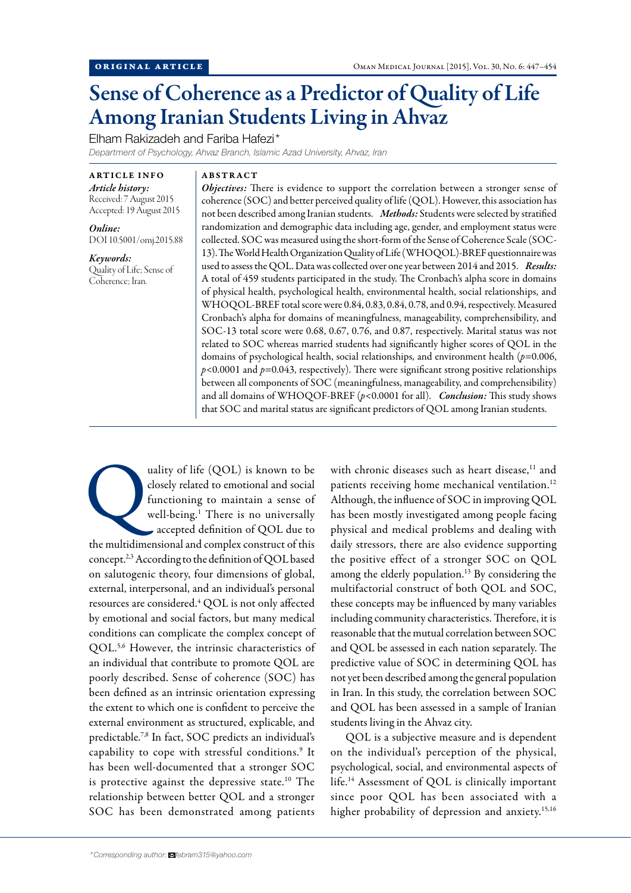ORIGINAL ARTICLE

# Sense of Coherence as a Predictor of Quality of Life Among Iranian Students Living in Ahvaz

Elham Rakizadeh and Fariba Hafezi*

*Department of Psychology, Ahvaz Branch, Islamic Azad University, Ahvaz, Iran*

## ARTICLE INFO

***Article history:***
Received: 7 August 2015
Accepted: 19 August 2015

***Online:***
DOI 10.5001/omj.2015.88

***Keywords:***
Quality of Life; Sense of Coherence; Iran.

## ABSTRACT

***Objectives:*** There is evidence to support the correlation between a stronger sense of coherence (SOC) and better perceived quality of life (QOL). However, this association has not been described among Iranian students. ***Methods:*** Students were selected by stratified randomization and demographic data including age, gender, and employment status were collected. SOC was measured using the short-form of the Sense of Coherence Scale (SOC-13). The World Health Organization Quality of Life (WHOQOL)-BREF questionnaire was used to assess the QOL. Data was collected over one year between 2014 and 2015. ***Results:*** A total of 459 students participated in the study. The Cronbach's alpha score in domains of physical health, psychological health, environmental health, social relationships, and WHOQOL-BREF total score were 0.84, 0.83, 0.84, 0.78, and 0.94, respectively. Measured Cronbach's alpha for domains of meaningfulness, manageability, comprehensibility, and SOC-13 total score were 0.68, 0.67, 0.76, and 0.87, respectively. Marital status was not related to SOC whereas married students had significantly higher scores of QOL in the domains of psychological health, social relationships, and environment health ($p$=0.006, $p$<0.0001 and $p$=0.043, respectively). There were significant strong positive relationships between all components of SOC (meaningfulness, manageability, and comprehensibility) and all domains of WHOQOF-BREF ($p$<0.0001 for all). ***Conclusion:*** This study shows that SOC and marital status are significant predictors of QOL among Iranian students.

Quality of life (QOL) is known to be closely related to emotional and social functioning to maintain a sense of well-being.[1] There is no universally accepted definition of QOL due to the multidimensional and complex construct of this concept.[2,3] According to the definition of QOL based on salutogenic theory, four dimensions of global, external, interpersonal, and an individual's personal resources are considered.[4] QOL is not only affected by emotional and social factors, but many medical conditions can complicate the complex concept of QOL.[5,6] However, the intrinsic characteristics of an individual that contribute to promote QOL are poorly described. Sense of coherence (SOC) has been defined as an intrinsic orientation expressing the extent to which one is confident to perceive the external environment as structured, explicable, and predictable.[7,8] In fact, SOC predicts an individual's capability to cope with stressful conditions.[9] It has been well-documented that a stronger SOC is protective against the depressive state.[10] The relationship between better QOL and a stronger SOC has been demonstrated among patients with chronic diseases such as heart disease,[11] and patients receiving home mechanical ventilation.[12] Although, the influence of SOC in improving QOL has been mostly investigated among people facing physical and medical problems and dealing with daily stressors, there are also evidence supporting the positive effect of a stronger SOC on QOL among the elderly population.[13] By considering the multifactorial construct of both QOL and SOC, these concepts may be influenced by many variables including community characteristics. Therefore, it is reasonable that the mutual correlation between SOC and QOL be assessed in each nation separately. The predictive value of SOC in determining QOL has not yet been described among the general population in Iran. In this study, the correlation between SOC and QOL has been assessed in a sample of Iranian students living in the Ahvaz city.

QOL is a subjective measure and is dependent on the individual's perception of the physical, psychological, social, and environmental aspects of life.[14] Assessment of QOL is clinically important since poor QOL has been associated with a higher probability of depression and anxiety.[15,16]

*Corresponding author: febram315@yahoo.com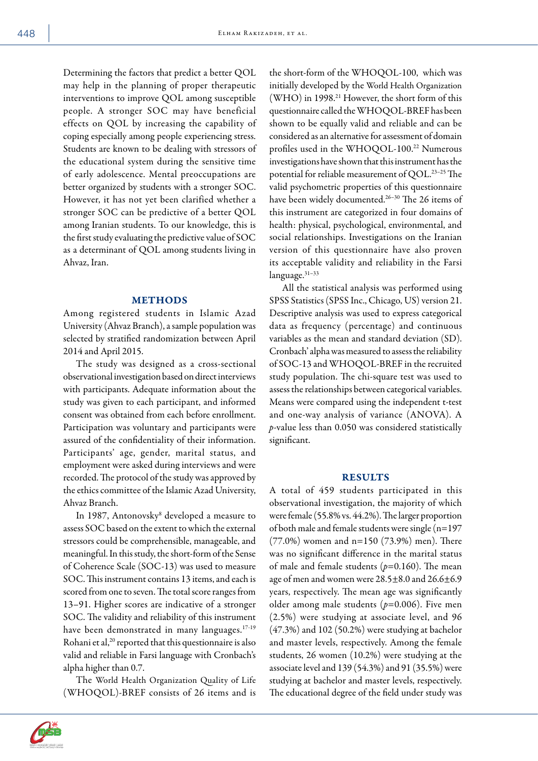Determining the factors that predict a better QOL may help in the planning of proper therapeutic interventions to improve QOL among susceptible people. A stronger SOC may have beneficial effects on QOL by increasing the capability of coping especially among people experiencing stress. Students are known to be dealing with stressors of the educational system during the sensitive time of early adolescence. Mental preoccupations are better organized by students with a stronger SOC. However, it has not yet been clarified whether a stronger SOC can be predictive of a better QOL among Iranian students. To our knowledge, this is the first study evaluating the predictive value of SOC as a determinant of QOL among students living in Ahvaz, Iran.

## METHODS

Among registered students in Islamic Azad University (Ahvaz Branch), a sample population was selected by stratified randomization between April 2014 and April 2015.

The study was designed as a cross-sectional observational investigation based on direct interviews with participants. Adequate information about the study was given to each participant, and informed consent was obtained from each before enrollment. Participation was voluntary and participants were assured of the confidentiality of their information. Participants' age, gender, marital status, and employment were asked during interviews and were recorded. The protocol of the study was approved by the ethics committee of the Islamic Azad University, Ahvaz Branch.

In 1987, Antonovsky[8] developed a measure to assess SOC based on the extent to which the external stressors could be comprehensible, manageable, and meaningful. In this study, the short-form of the Sense of Coherence Scale (SOC-13) was used to measure SOC. This instrument contains 13 items, and each is scored from one to seven. The total score ranges from 13–91. Higher scores are indicative of a stronger SOC. The validity and reliability of this instrument have been demonstrated in many languages.[17-19] Rohani et al,[20] reported that this questionnaire is also valid and reliable in Farsi language with Cronbach's alpha higher than 0.7.

The World Health Organization Quality of Life (WHOQOL)-BREF consists of 26 items and is the short-form of the WHOQOL-100, which was initially developed by the World Health Organization (WHO) in 1998.[21] However, the short form of this questionnaire called the WHOQOL-BREF has been shown to be equally valid and reliable and can be considered as an alternative for assessment of domain profiles used in the WHOQOL-100.[22] Numerous investigations have shown that this instrument has the potential for reliable measurement of QOL.[23–25] The valid psychometric properties of this questionnaire have been widely documented.[26–30] The 26 items of this instrument are categorized in four domains of health: physical, psychological, environmental, and social relationships. Investigations on the Iranian version of this questionnaire have also proven its acceptable validity and reliability in the Farsi language.[31–33]

All the statistical analysis was performed using SPSS Statistics (SPSS Inc., Chicago, US) version 21. Descriptive analysis was used to express categorical data as frequency (percentage) and continuous variables as the mean and standard deviation (SD). Cronbach' alpha was measured to assess the reliability of SOC-13 and WHOQOL-BREF in the recruited study population. The chi-square test was used to assess the relationships between categorical variables. Means were compared using the independent t-test and one-way analysis of variance (ANOVA). A $p$-value less than 0.050 was considered statistically significant.

## RESULTS

A total of 459 students participated in this observational investigation, the majority of which were female (55.8% vs. 44.2%). The larger proportion of both male and female students were single (n=197 (77.0%) women and n=150 (73.9%) men). There was no significant difference in the marital status of male and female students ($p$=0.160). The mean age of men and women were 28.5±8.0 and 26.6±6.9 years, respectively. The mean age was significantly older among male students ($p$=0.006). Five men (2.5%) were studying at associate level, and 96 (47.3%) and 102 (50.2%) were studying at bachelor and master levels, respectively. Among the female students, 26 women (10.2%) were studying at the associate level and 139 (54.3%) and 91 (35.5%) were studying at bachelor and master levels, respectively. The educational degree of the field under study was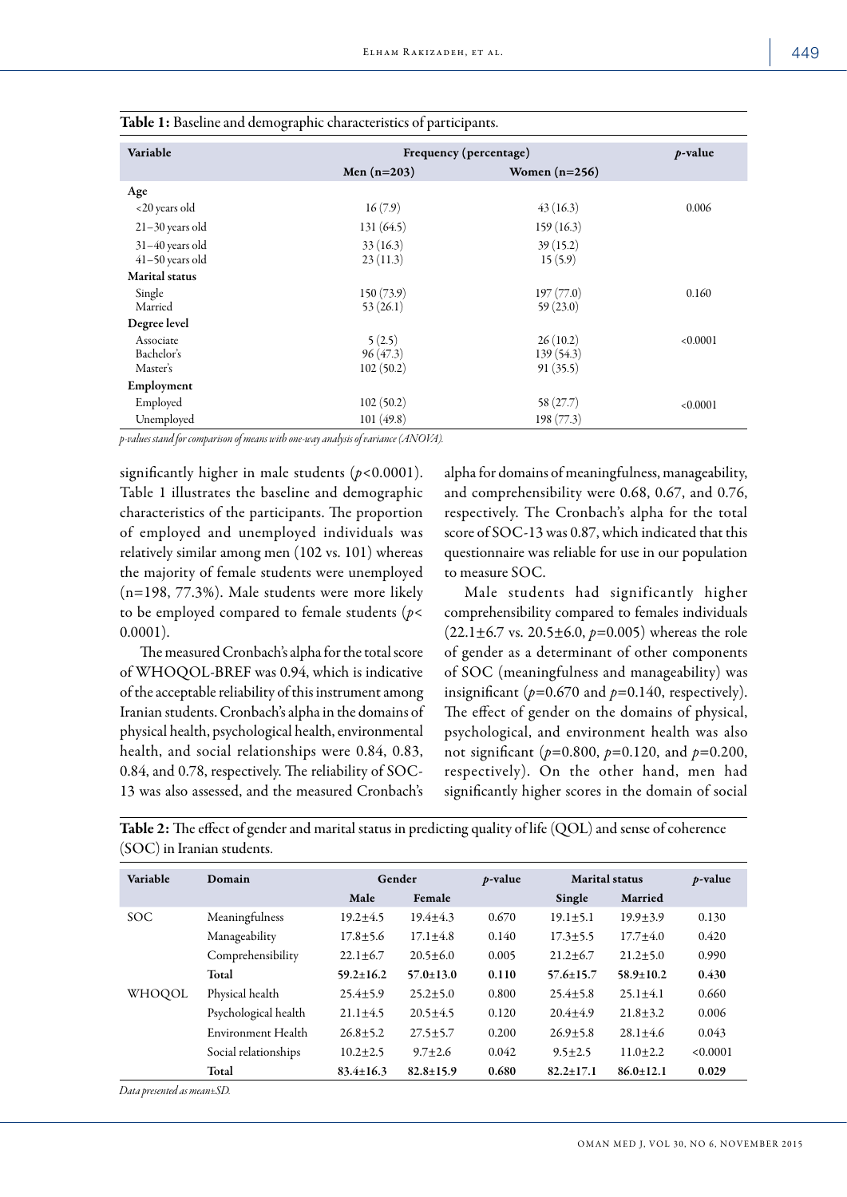**Table 1:** Baseline and demographic characteristics of participants.

| Variable | Frequency (percentage) | | *p*-value |
|---|---|---|---|
| | Men (n=203) | Women (n=256) | |
| **Age** | | | |
| <20 years old | 16 (7.9) | 43 (16.3) | 0.006 |
| 21–30 years old | 131 (64.5) | 159 (16.3) | |
| 31–40 years old | 33 (16.3) | 39 (15.2) | |
| 41–50 years old | 23 (11.3) | 15 (5.9) | |
| **Marital status** | | | |
| Single | 150 (73.9) | 197 (77.0) | 0.160 |
| Married | 53 (26.1) | 59 (23.0) | |
| **Degree level** | | | |
| Associate | 5 (2.5) | 26 (10.2) | <0.0001 |
| Bachelor's | 96 (47.3) | 139 (54.3) | |
| Master's | 102 (50.2) | 91 (35.5) | |
| **Employment** | | | |
| Employed | 102 (50.2) | 58 (27.7) | <0.0001 |
| Unemployed | 101 (49.8) | 198 (77.3) | |

*p-values stand for comparison of means with one-way analysis of variance (ANOVA).*

significantly higher in male students ($p<0.0001$). Table 1 illustrates the baseline and demographic characteristics of the participants. The proportion of employed and unemployed individuals was relatively similar among men (102 vs. 101) whereas the majority of female students were unemployed (n=198, 77.3%). Male students were more likely to be employed compared to female students ($p<0.0001$).

The measured Cronbach's alpha for the total score of WHOQOL-BREF was 0.94, which is indicative of the acceptable reliability of this instrument among Iranian students. Cronbach's alpha in the domains of physical health, psychological health, environmental health, and social relationships were 0.84, 0.83, 0.84, and 0.78, respectively. The reliability of SOC-13 was also assessed, and the measured Cronbach's alpha for domains of meaningfulness, manageability, and comprehensibility were 0.68, 0.67, and 0.76, respectively. The Cronbach's alpha for the total score of SOC-13 was 0.87, which indicated that this questionnaire was reliable for use in our population to measure SOC.

Male students had significantly higher comprehensibility compared to females individuals (22.1±6.7 vs. 20.5±6.0, $p=0.005$) whereas the role of gender as a determinant of other components of SOC (meaningfulness and manageability) was insignificant ($p=0.670$ and $p=0.140$, respectively). The effect of gender on the domains of physical, psychological, and environment health was also not significant ($p=0.800$, $p=0.120$, and $p=0.200$, respectively). On the other hand, men had significantly higher scores in the domain of social

**Table 2:** The effect of gender and marital status in predicting quality of life (QOL) and sense of coherence (SOC) in Iranian students.

| Variable | Domain | Gender | | *p*-value | Marital status | | *p*-value |
|---|---|---|---|---|---|---|---|
| | | Male | Female | | Single | Married | |
| SOC | Meaningfulness | 19.2±4.5 | 19.4±4.3 | 0.670 | 19.1±5.1 | 19.9±3.9 | 0.130 |
| | Manageability | 17.8±5.6 | 17.1±4.8 | 0.140 | 17.3±5.5 | 17.7±4.0 | 0.420 |
| | Comprehensibility | 22.1±6.7 | 20.5±6.0 | 0.005 | 21.2±6.7 | 21.2±5.0 | 0.990 |
| | **Total** | **59.2±16.2** | **57.0±13.0** | **0.110** | **57.6±15.7** | **58.9±10.2** | **0.430** |
| WHOQOL | Physical health | 25.4±5.9 | 25.2±5.0 | 0.800 | 25.4±5.8 | 25.1±4.1 | 0.660 |
| | Psychological health | 21.1±4.5 | 20.5±4.5 | 0.120 | 20.4±4.9 | 21.8±3.2 | 0.006 |
| | Environment Health | 26.8±5.2 | 27.5±5.7 | 0.200 | 26.9±5.8 | 28.1±4.6 | 0.043 |
| | Social relationships | 10.2±2.5 | 9.7±2.6 | 0.042 | 9.5±2.5 | 11.0±2.2 | <0.0001 |
| | **Total** | **83.4±16.3** | **82.8±15.9** | **0.680** | **82.2±17.1** | **86.0±12.1** | **0.029** |

*Data presented as mean±SD.*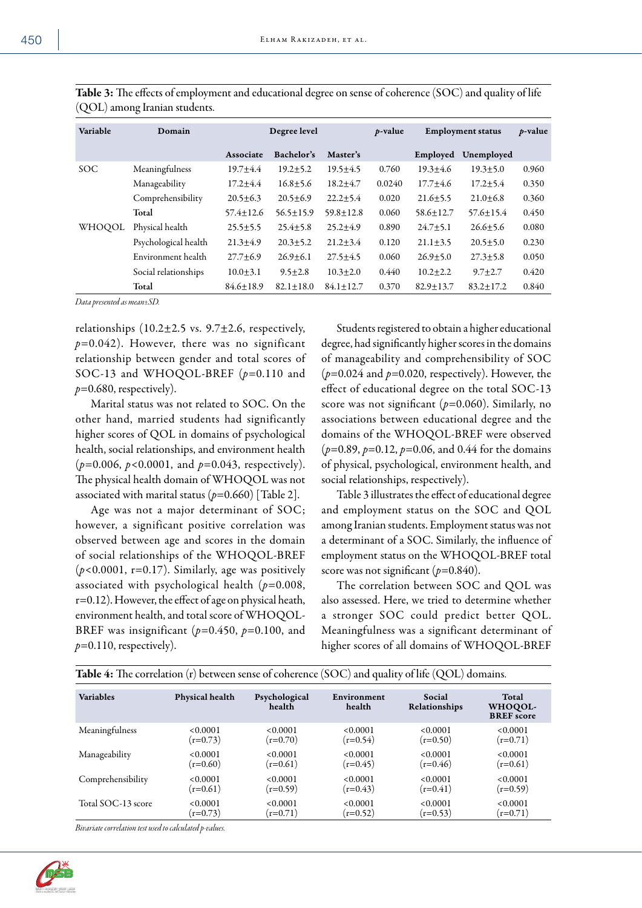**Table 3:** The effects of employment and educational degree on sense of coherence (SOC) and quality of life (QOL) among Iranian students.

| Variable | Domain | Degree level | | | *p*-value | Employment status | | *p*-value |
|---|---|---|---|---|---|---|---|---|
| | | Associate | Bachelor's | Master's | | Employed | Unemployed | |
| SOC | Meaningfulness | 19.7±4.4 | 19.2±5.2 | 19.5±4.5 | 0.760 | 19.3±4.6 | 19.3±5.0 | 0.960 |
| | Manageability | 17.2±4.4 | 16.8±5.6 | 18.2±4.7 | 0.0240 | 17.7±4.6 | 17.2±5.4 | 0.350 |
| | Comprehensibility | 20.5±6.3 | 20.5±6.9 | 22.2±5.4 | 0.020 | 21.6±5.5 | 21.0±6.8 | 0.360 |
| | **Total** | 57.4±12.6 | 56.5±15.9 | 59.8±12.8 | 0.060 | 58.6±12.7 | 57.6±15.4 | 0.450 |
| WHOQOL | Physical health | 25.5±5.5 | 25.4±5.8 | 25.2±4.9 | 0.890 | 24.7±5.1 | 26.6±5.6 | 0.080 |
| | Psychological health | 21.3±4.9 | 20.3±5.2 | 21.2±3.4 | 0.120 | 21.1±3.5 | 20.5±5.0 | 0.230 |
| | Environment health | 27.7±6.9 | 26.9±6.1 | 27.5±4.5 | 0.060 | 26.9±5.0 | 27.3±5.8 | 0.050 |
| | Social relationships | 10.0±3.1 | 9.5±2.8 | 10.3±2.0 | 0.440 | 10.2±2.2 | 9.7±2.7 | 0.420 |
| | **Total** | 84.6±18.9 | 82.1±18.0 | 84.1±12.7 | 0.370 | 82.9±13.7 | 83.2±17.2 | 0.840 |

*Data presented as mean±SD.*

relationships (10.2±2.5 vs. 9.7±2.6, respectively, $p=0.042$). However, there was no significant relationship between gender and total scores of SOC-13 and WHOQOL-BREF ($p=0.110$ and $p=0.680$, respectively).

Marital status was not related to SOC. On the other hand, married students had significantly higher scores of QOL in domains of psychological health, social relationships, and environment health ($p=0.006$, $p<0.0001$, and $p=0.043$, respectively). The physical health domain of WHOQOL was not associated with marital status ($p=0.660$) [Table 2].

Age was not a major determinant of SOC; however, a significant positive correlation was observed between age and scores in the domain of social relationships of the WHOQOL-BREF ($p<0.0001$, r=0.17). Similarly, age was positively associated with psychological health ($p=0.008$, r=0.12). However, the effect of age on physical heath, environment health, and total score of WHOQOL-BREF was insignificant ($p=0.450$, $p=0.100$, and $p=0.110$, respectively).

Students registered to obtain a higher educational degree, had significantly higher scores in the domains of manageability and comprehensibility of SOC ($p=0.024$ and $p=0.020$, respectively). However, the effect of educational degree on the total SOC-13 score was not significant ($p=0.060$). Similarly, no associations between educational degree and the domains of the WHOQOL-BREF were observed ($p=0.89$, $p=0.12$, $p=0.06$, and 0.44 for the domains of physical, psychological, environment health, and social relationships, respectively).

Table 3 illustrates the effect of educational degree and employment status on the SOC and QOL among Iranian students. Employment status was not a determinant of a SOC. Similarly, the influence of employment status on the WHOQOL-BREF total score was not significant ($p=0.840$).

The correlation between SOC and QOL was also assessed. Here, we tried to determine whether a stronger SOC could predict better QOL. Meaningfulness was a significant determinant of higher scores of all domains of WHOQOL-BREF

**Table 4:** The correlation (r) between sense of coherence (SOC) and quality of life (QOL) domains.

| Variables | Physical health | Psychological health | Environment health | Social Relationships | Total WHOQOL-BREF score |
|---|---|---|---|---|---|
| Meaningfulness | <0.0001 (r=0.73) | <0.0001 (r=0.70) | <0.0001 (r=0.54) | <0.0001 (r=0.50) | <0.0001 (r=0.71) |
| Manageability | <0.0001 (r=0.60) | <0.0001 (r=0.61) | <0.0001 (r=0.45) | <0.0001 (r=0.46) | <0.0001 (r=0.61) |
| Comprehensibility | <0.0001 (r=0.61) | <0.0001 (r=0.59) | <0.0001 (r=0.43) | <0.0001 (r=0.41) | <0.0001 (r=0.59) |
| Total SOC-13 score | <0.0001 (r=0.73) | <0.0001 (r=0.71) | <0.0001 (r=0.52) | <0.0001 (r=0.53) | <0.0001 (r=0.71) |

*Bivariate correlation test used to calculated p-values.*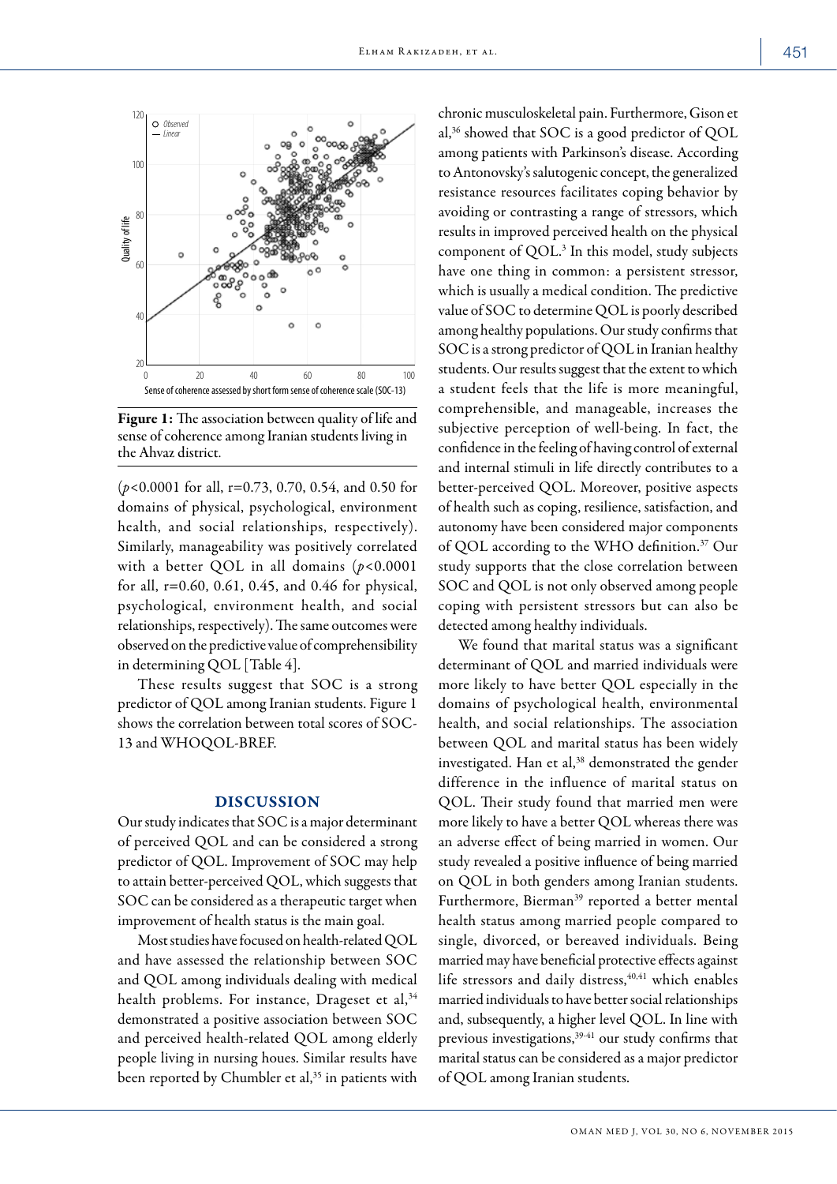Figure 1: The association between quality of life and sense of coherence among Iranian students living in the Ahvaz district.

($p$<0.0001 for all, r=0.73, 0.70, 0.54, and 0.50 for domains of physical, psychological, environment health, and social relationships, respectively). Similarly, manageability was positively correlated with a better QOL in all domains ($p$<0.0001 for all, r=0.60, 0.61, 0.45, and 0.46 for physical, psychological, environment health, and social relationships, respectively). The same outcomes were observed on the predictive value of comprehensibility in determining QOL [Table 4].

These results suggest that SOC is a strong predictor of QOL among Iranian students. Figure 1 shows the correlation between total scores of SOC-13 and WHOQOL-BREF.

## DISCUSSION

Our study indicates that SOC is a major determinant of perceived QOL and can be considered a strong predictor of QOL. Improvement of SOC may help to attain better-perceived QOL, which suggests that SOC can be considered as a therapeutic target when improvement of health status is the main goal.

Most studies have focused on health-related QOL and have assessed the relationship between SOC and QOL among individuals dealing with medical health problems. For instance, Drageset et al,[34] demonstrated a positive association between SOC and perceived health-related QOL among elderly people living in nursing houes. Similar results have been reported by Chumbler et al,[35] in patients with chronic musculoskeletal pain. Furthermore, Gison et al,[36] showed that SOC is a good predictor of QOL among patients with Parkinson's disease. According to Antonovsky's salutogenic concept, the generalized resistance resources facilitates coping behavior by avoiding or contrasting a range of stressors, which results in improved perceived health on the physical component of QOL.[3] In this model, study subjects have one thing in common: a persistent stressor, which is usually a medical condition. The predictive value of SOC to determine QOL is poorly described among healthy populations. Our study confirms that SOC is a strong predictor of QOL in Iranian healthy students. Our results suggest that the extent to which a student feels that the life is more meaningful, comprehensible, and manageable, increases the subjective perception of well-being. In fact, the confidence in the feeling of having control of external and internal stimuli in life directly contributes to a better-perceived QOL. Moreover, positive aspects of health such as coping, resilience, satisfaction, and autonomy have been considered major components of QOL according to the WHO definition.[37] Our study supports that the close correlation between SOC and QOL is not only observed among people coping with persistent stressors but can also be detected among healthy individuals.

We found that marital status was a significant determinant of QOL and married individuals were more likely to have better QOL especially in the domains of psychological health, environmental health, and social relationships. The association between QOL and marital status has been widely investigated. Han et al,[38] demonstrated the gender difference in the influence of marital status on QOL. Their study found that married men were more likely to have a better QOL whereas there was an adverse effect of being married in women. Our study revealed a positive influence of being married on QOL in both genders among Iranian students. Furthermore, Bierman[39] reported a better mental health status among married people compared to single, divorced, or bereaved individuals. Being married may have beneficial protective effects against life stressors and daily distress,[40,41] which enables married individuals to have better social relationships and, subsequently, a higher level QOL. In line with previous investigations,[39-41] our study confirms that marital status can be considered as a major predictor of QOL among Iranian students.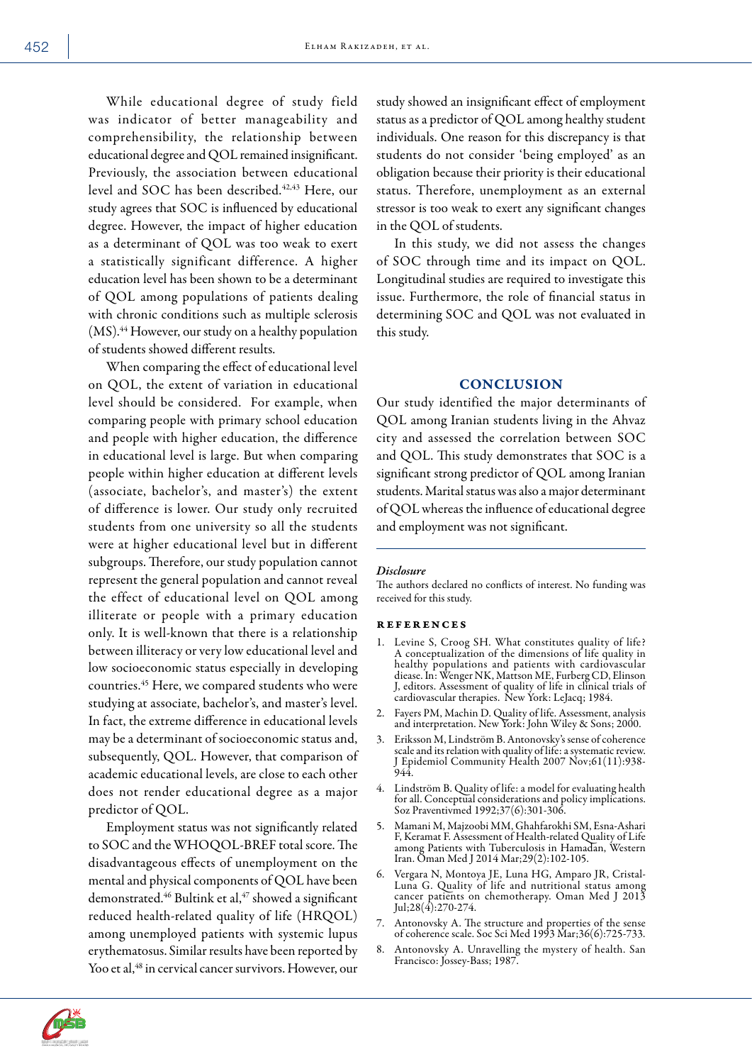While educational degree of study field was indicator of better manageability and comprehensibility, the relationship between educational degree and QOL remained insignificant. Previously, the association between educational level and SOC has been described.[42,43] Here, our study agrees that SOC is influenced by educational degree. However, the impact of higher education as a determinant of QOL was too weak to exert a statistically significant difference. A higher education level has been shown to be a determinant of QOL among populations of patients dealing with chronic conditions such as multiple sclerosis (MS).[44] However, our study on a healthy population of students showed different results.

When comparing the effect of educational level on QOL, the extent of variation in educational level should be considered. For example, when comparing people with primary school education and people with higher education, the difference in educational level is large. But when comparing people within higher education at different levels (associate, bachelor's, and master's) the extent of difference is lower. Our study only recruited students from one university so all the students were at higher educational level but in different subgroups. Therefore, our study population cannot represent the general population and cannot reveal the effect of educational level on QOL among illiterate or people with a primary education only. It is well-known that there is a relationship between illiteracy or very low educational level and low socioeconomic status especially in developing countries.[45] Here, we compared students who were studying at associate, bachelor's, and master's level. In fact, the extreme difference in educational levels may be a determinant of socioeconomic status and, subsequently, QOL. However, that comparison of academic educational levels, are close to each other does not render educational degree as a major predictor of QOL.

Employment status was not significantly related to SOC and the WHOQOL-BREF total score. The disadvantageous effects of unemployment on the mental and physical components of QOL have been demonstrated.[46] Bultink et al,[47] showed a significant reduced health-related quality of life (HRQOL) among unemployed patients with systemic lupus erythematosus. Similar results have been reported by Yoo et al,[48] in cervical cancer survivors. However, our study showed an insignificant effect of employment status as a predictor of QOL among healthy student individuals. One reason for this discrepancy is that students do not consider 'being employed' as an obligation because their priority is their educational status. Therefore, unemployment as an external stressor is too weak to exert any significant changes in the QOL of students.

In this study, we did not assess the changes of SOC through time and its impact on QOL. Longitudinal studies are required to investigate this issue. Furthermore, the role of financial status in determining SOC and QOL was not evaluated in this study.

## CONCLUSION

Our study identified the major determinants of QOL among Iranian students living in the Ahvaz city and assessed the correlation between SOC and QOL. This study demonstrates that SOC is a significant strong predictor of QOL among Iranian students. Marital status was also a major determinant of QOL whereas the influence of educational degree and employment was not significant.

---

*Disclosure*

The authors declared no conflicts of interest. No funding was received for this study.

### REFERENCES

1. Levine S, Croog SH. What constitutes quality of life? A conceptualization of the dimensions of life quality in healthy populations and patients with cardiovascular disease. In: Wenger NK, Mattson ME, Furberg CD, Elinson J, editors. Assessment of quality of life in clinical trials of cardiovascular therapies. New York: LeJacq; 1984.
2. Fayers PM, Machin D. Quality of life. Assessment, analysis and interpretation. New York: John Wiley & Sons; 2000.
3. Eriksson M, Lindström B. Antonovsky's sense of coherence scale and its relation with quality of life: a systematic review. J Epidemiol Community Health 2007 Nov;61(11):938-944.
4. Lindström B. Quality of life: a model for evaluating health for all. Conceptual considerations and policy implications. Soz Praventivmed 1992;37(6):301-306.
5. Mamani M, Majzoobi MM, Ghahfarokhi SM, Esna-Ashari F, Keramat F. Assessment of Health-related Quality of Life among Patients with Tuberculosis in Hamadan, Western Iran. Oman Med J 2014 Mar;29(2):102-105.
6. Vergara N, Montoya JE, Luna HG, Amparo JR, Cristal-Luna G. Quality of life and nutritional status among cancer patients on chemotherapy. Oman Med J 2013 Jul;28(4):270-274.
7. Antonovsky A. The structure and properties of the sense of coherence scale. Soc Sci Med 1993 Mar;36(6):725-733.
8. Antonovsky A. Unravelling the mystery of health. San Francisco: Jossey-Bass; 1987.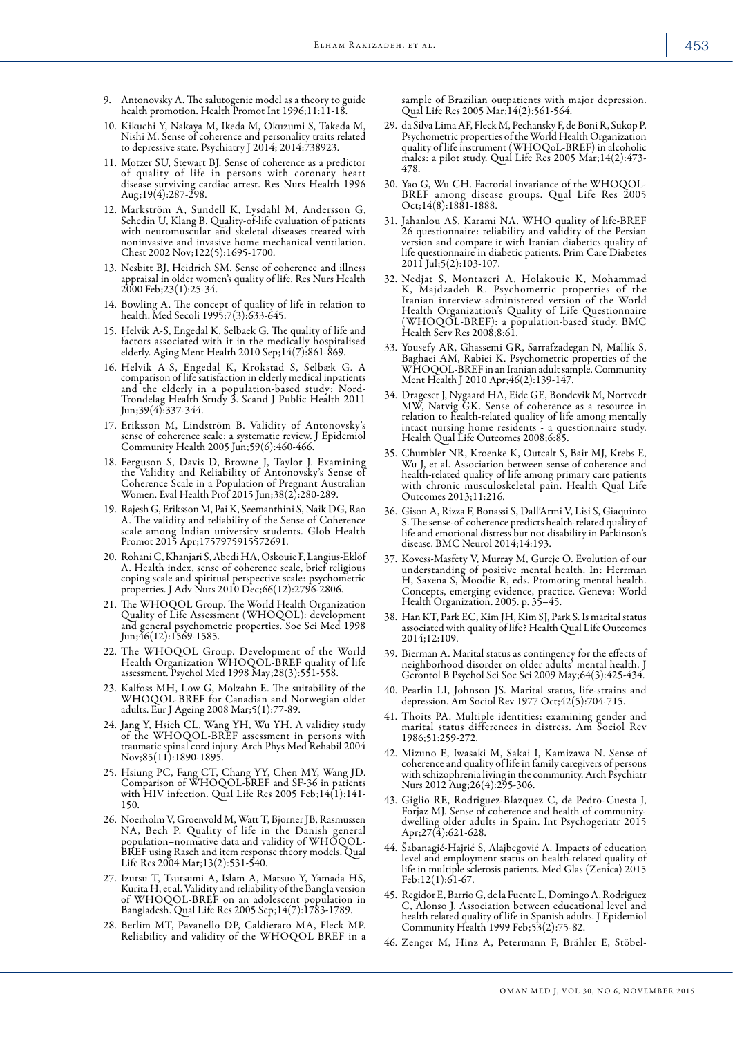9. Antonovsky A. The salutogenic model as a theory to guide health promotion. Health Promot Int 1996;11:11-18.
10. Kikuchi Y, Nakaya M, Ikeda M, Okuzumi S, Takeda M, Nishi M. Sense of coherence and personality traits related to depressive state. Psychiatry J 2014; 2014:738923.
11. Motzer SU, Stewart BJ. Sense of coherence as a predictor of quality of life in persons with coronary heart disease surviving cardiac arrest. Res Nurs Health 1996 Aug;19(4):287-298.
12. Markström A, Sundell K, Lysdahl M, Andersson G, Schedin U, Klang B. Quality-of-life evaluation of patients with neuromuscular and skeletal diseases treated with noninvasive and invasive home mechanical ventilation. Chest 2002 Nov;122(5):1695-1700.
13. Nesbitt BJ, Heidrich SM. Sense of coherence and illness appraisal in older women's quality of life. Res Nurs Health 2000 Feb;23(1):25-34.
14. Bowling A. The concept of quality of life in relation to health. Med Secoli 1995;7(3):633-645.
15. Helvik A-S, Engedal K, Selbaek G. The quality of life and factors associated with it in the medically hospitalised elderly. Aging Ment Health 2010 Sep;14(7):861-869.
16. Helvik A-S, Engedal K, Krokstad S, Selbæk G. A comparison of life satisfaction in elderly medical inpatients and the elderly in a population-based study: Nord-Trondelag Health Study 3. Scand J Public Health 2011 Jun;39(4):337-344.
17. Eriksson M, Lindström B. Validity of Antonovsky's sense of coherence scale: a systematic review. J Epidemiol Community Health 2005 Jun;59(6):460-466.
18. Ferguson S, Davis D, Browne J, Taylor J. Examining the Validity and Reliability of Antonovsky's Sense of Coherence Scale in a Population of Pregnant Australian Women. Eval Health Prof 2015 Jun;38(2):280-289.
19. Rajesh G, Eriksson M, Pai K, Seemanthini S, Naik DG, Rao A. The validity and reliability of the Sense of Coherence scale among Indian university students. Glob Health Promot 2015 Apr;1757975915572691.
20. Rohani C, Khanjari S, Abedi HA, Oskouie F, Langius-Eklöf A. Health index, sense of coherence scale, brief religious coping scale and spiritual perspective scale: psychometric properties. J Adv Nurs 2010 Dec;66(12):2796-2806.
21. The WHOQOL Group. The World Health Organization Quality of Life Assessment (WHOQOL): development and general psychometric properties. Soc Sci Med 1998 Jun;46(12):1569-1585.
22. The WHOQOL Group. Development of the World Health Organization WHOQOL-BREF quality of life assessment. Psychol Med 1998 May;28(3):551-558.
23. Kalfoss MH, Low G, Molzahn E. The suitability of the WHOQOL-BREF for Canadian and Norwegian older adults. Eur J Ageing 2008 Mar;5(1):77-89.
24. Jang Y, Hsieh CL, Wang YH, Wu YH. A validity study of the WHOQOL-BREF assessment in persons with traumatic spinal cord injury. Arch Phys Med Rehabil 2004 Nov;85(11):1890-1895.
25. Hsiung PC, Fang CT, Chang YY, Chen MY, Wang JD. Comparison of WHOQOL-bREF and SF-36 in patients with HIV infection. Qual Life Res 2005 Feb;14(1):141-150.
26. Noerholm V, Groenvold M, Watt T, Bjorner JB, Rasmussen NA, Bech P. Quality of life in the Danish general population–normative data and validity of WHOQOL-BREF using Rasch and item response theory models. Qual Life Res 2004 Mar;13(2):531-540.
27. Izutsu T, Tsutsumi A, Islam A, Matsuo Y, Yamada HS, Kurita H, et al. Validity and reliability of the Bangla version of WHOQOL-BREF on an adolescent population in Bangladesh. Qual Life Res 2005 Sep;14(7):1783-1789.
28. Berlim MT, Pavanello DP, Caldieraro MA, Fleck MP. Reliability and validity of the WHOQOL BREF in a sample of Brazilian outpatients with major depression. Qual Life Res 2005 Mar;14(2):561-564.
29. da Silva Lima AF, Fleck M, Pechansky F, de Boni R, Sukop P. Psychometric properties of the World Health Organization quality of life instrument (WHOQoL-BREF) in alcoholic males: a pilot study. Qual Life Res 2005 Mar;14(2):473-478.
30. Yao G, Wu CH. Factorial invariance of the WHOQOL-BREF among disease groups. Qual Life Res 2005 Oct;14(8):1881-1888.
31. Jahanlou AS, Karami NA. WHO quality of life-BREF 26 questionnaire: reliability and validity of the Persian version and compare it with Iranian diabetics quality of life questionnaire in diabetic patients. Prim Care Diabetes 2011 Jul;5(2):103-107.
32. Nedjat S, Montazeri A, Holakouie K, Mohammad K, Majdzadeh R. Psychometric properties of the Iranian interview-administered version of the World Health Organization's Quality of Life Questionnaire (WHOQOL-BREF): a population-based study. BMC Health Serv Res 2008;8:61.
33. Yousefy AR, Ghassemi GR, Sarrafzadegan N, Mallik S, Baghaei AM, Rabiei K. Psychometric properties of the WHOQOL-BREF in an Iranian adult sample. Community Ment Health J 2010 Apr;46(2):139-147.
34. Drageset J, Nygaard HA, Eide GE, Bondevik M, Nortvedt MW, Natvig GK. Sense of coherence as a resource in relation to health-related quality of life among mentally intact nursing home residents - a questionnaire study. Health Qual Life Outcomes 2008;6:85.
35. Chumbler NR, Kroenke K, Outcalt S, Bair MJ, Krebs E, Wu J, et al. Association between sense of coherence and health-related quality of life among primary care patients with chronic musculoskeletal pain. Health Qual Life Outcomes 2013;11:216.
36. Gison A, Rizza F, Bonassi S, Dall'Armi V, Lisi S, Giaquinto S. The sense-of-coherence predicts health-related quality of life and emotional distress but not disability in Parkinson's disease. BMC Neurol 2014;14:193.
37. Kovess-Masfety V, Murray M, Gureje O. Evolution of our understanding of positive mental health. In: Herrman H, Saxena S, Moodie R, eds. Promoting mental health. Concepts, emerging evidence, practice. Geneva: World Health Organization. 2005. p. 35–45.
38. Han KT, Park EC, Kim JH, Kim SJ, Park S. Is marital status associated with quality of life? Health Qual Life Outcomes 2014;12:109.
39. Bierman A. Marital status as contingency for the effects of neighborhood disorder on older adults' mental health. J Gerontol B Psychol Sci Soc Sci 2009 May;64(3):425-434.
40. Pearlin LI, Johnson JS. Marital status, life-strains and depression. Am Sociol Rev 1977 Oct;42(5):704-715.
41. Thoits PA. Multiple identities: examining gender and marital status differences in distress. Am Sociol Rev 1986;51:259-272.
42. Mizuno E, Iwasaki M, Sakai I, Kamizawa N. Sense of coherence and quality of life in family caregivers of persons with schizophrenia living in the community. Arch Psychiatr Nurs 2012 Aug;26(4):295-306.
43. Giglio RE, Rodriguez-Blazquez C, de Pedro-Cuesta J, Forjaz MJ. Sense of coherence and health of community-dwelling older adults in Spain. Int Psychogeriatr 2015 Apr;27(4):621-628.
44. Šabanagić-Hajrić S, Alajbegović A. Impacts of education level and employment status on health-related quality of life in multiple sclerosis patients. Med Glas (Zenica) 2015 Feb;12(1):61-67.
45. Regidor E, Barrio G, de la Fuente L, Domingo A, Rodriguez C, Alonso J. Association between educational level and health related quality of life in Spanish adults. J Epidemiol Community Health 1999 Feb;53(2):75-82.
46. Zenger M, Hinz A, Petermann F, Brähler E, Stöbel-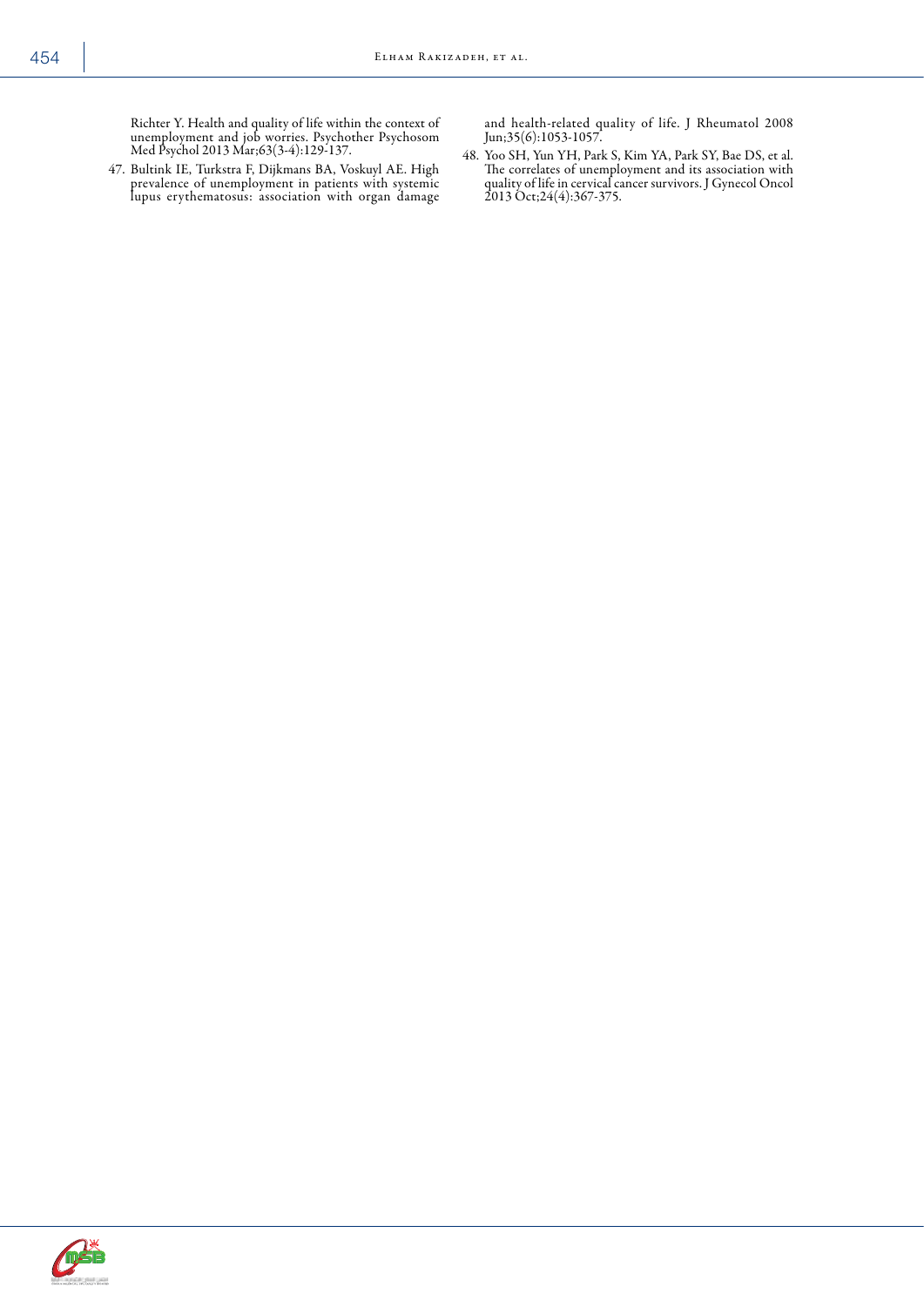Richter Y. Health and quality of life within the context of unemployment and job worries. Psychother Psychosom Med Psychol 2013 Mar;63(3-4):129-137.

47. Bultink IE, Turkstra F, Dijkmans BA, Voskuyl AE. High prevalence of unemployment in patients with systemic lupus erythematosus: association with organ damage and health-related quality of life. J Rheumatol 2008 Jun;35(6):1053-1057.

48. Yoo SH, Yun YH, Park S, Kim YA, Park SY, Bae DS, et al. The correlates of unemployment and its association with quality of life in cervical cancer survivors. J Gynecol Oncol 2013 Oct;24(4):367-375.